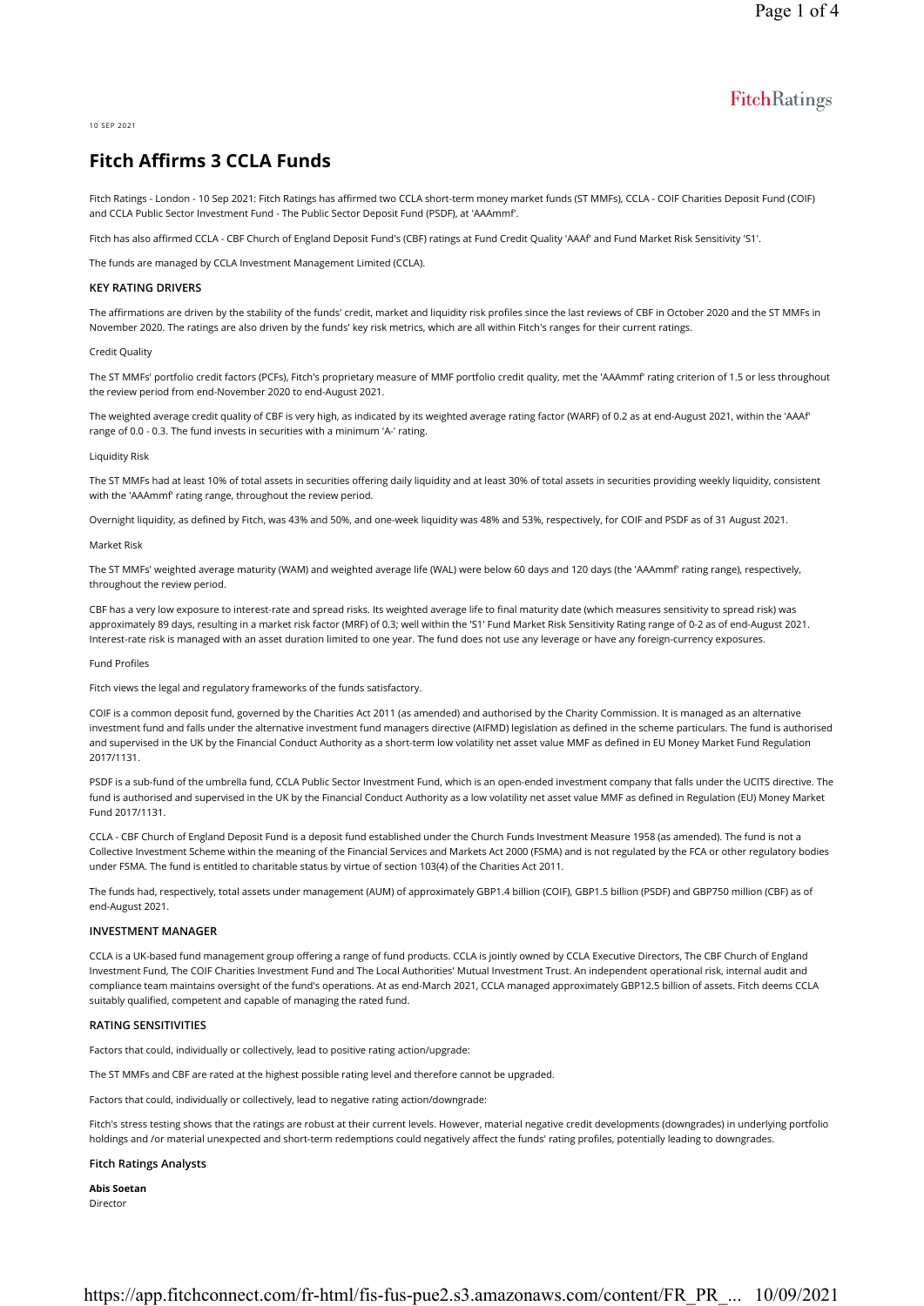FitchRatings

10 SEP 2021

# Fitch Affirms 3 CCLA Funds

Fitch Ratings - London - 10 Sep 2021: Fitch Ratings has affirmed two CCLA short-term money market funds (ST MMFs), CCLA - COIF Charities Deposit Fund (COIF) and CCLA Public Sector Investment Fund - The Public Sector Deposit Fund (PSDF), at 'AAAmmf'.

Fitch has also affirmed CCLA - CBF Church of England Deposit Fund's (CBF) ratings at Fund Credit Quality 'AAAf' and Fund Market Risk Sensitivity 'S1'.

The funds are managed by CCLA Investment Management Limited (CCLA).

### KEY RATING DRIVERS

The affirmations are driven by the stability of the funds' credit, market and liquidity risk profiles since the last reviews of CBF in October 2020 and the ST MMFs in November 2020. The ratings are also driven by the funds' key risk metrics, which are all within Fitch's ranges for their current ratings.

Credit Quality

The ST MMFs' portfolio credit factors (PCFs), Fitch's proprietary measure of MMF portfolio credit quality, met the 'AAAmmf' rating criterion of 1.5 or less throughout the review period from end-November 2020 to end-August 2021.

The weighted average credit quality of CBF is very high, as indicated by its weighted average rating factor (WARF) of 0.2 as at end-August 2021, within the 'AAAf' range of 0.0 - 0.3. The fund invests in securities with a minimum 'A-' rating.

Liquidity Risk

The ST MMFs had at least 10% of total assets in securities offering daily liquidity and at least 30% of total assets in securities providing weekly liquidity, consistent with the 'AAAmmf' rating range, throughout the review period.

Overnight liquidity, as defined by Fitch, was 43% and 50%, and one-week liquidity was 48% and 53%, respectively, for COIF and PSDF as of 31 August 2021.

Market Risk

The ST MMFs' weighted average maturity (WAM) and weighted average life (WAL) were below 60 days and 120 days (the 'AAAmmf' rating range), respectively, throughout the review period.

CBF has a very low exposure to interest-rate and spread risks. Its weighted average life to final maturity date (which measures sensitivity to spread risk) was approximately 89 days, resulting in a market risk factor (MRF) of 0.3; well within the 'S1' Fund Market Risk Sensitivity Rating range of 0-2 as of end-August 2021. Interest-rate risk is managed with an asset duration limited to one year. The fund does not use any leverage or have any foreign-currency exposures.

Fund Profiles

Fitch views the legal and regulatory frameworks of the funds satisfactory.

COIF is a common deposit fund, governed by the Charities Act 2011 (as amended) and authorised by the Charity Commission. It is managed as an alternative investment fund and falls under the alternative investment fund managers directive (AIFMD) legislation as defined in the scheme particulars. The fund is authorised and supervised in the UK by the Financial Conduct Authority as a short-term low volatility net asset value MMF as defined in EU Money Market Fund Regulation 2017/1131.

PSDF is a sub-fund of the umbrella fund, CCLA Public Sector Investment Fund, which is an open-ended investment company that falls under the UCITS directive. The fund is authorised and supervised in the UK by the Financial Conduct Authority as a low volatility net asset value MMF as defined in Regulation (EU) Money Market Fund 2017/1131.

CCLA - CBF Church of England Deposit Fund is a deposit fund established under the Church Funds Investment Measure 1958 (as amended). The fund is not a Collective Investment Scheme within the meaning of the Financial Services and Markets Act 2000 (FSMA) and is not regulated by the FCA or other regulatory bodies under FSMA. The fund is entitled to charitable status by virtue of section 103(4) of the Charities Act 2011.

The funds had, respectively, total assets under management (AUM) of approximately GBP1.4 billion (COIF), GBP1.5 billion (PSDF) and GBP750 million (CBF) as of end-August 2021.

### INVESTMENT MANAGER

CCLA is a UK-based fund management group offering a range of fund products. CCLA is jointly owned by CCLA Executive Directors, The CBF Church of England Investment Fund, The COIF Charities Investment Fund and The Local Authorities' Mutual Investment Trust. An independent operational risk, internal audit and compliance team maintains oversight of the fund's operations. At as end-March 2021, CCLA managed approximately GBP12.5 billion of assets. Fitch deems CCLA suitably qualified, competent and capable of managing the rated fund.

### RATING SENSITIVITIES

Factors that could, individually or collectively, lead to positive rating action/upgrade:

The ST MMFs and CBF are rated at the highest possible rating level and therefore cannot be upgraded.

Factors that could, individually or collectively, lead to negative rating action/downgrade:

Fitch's stress testing shows that the ratings are robust at their current levels. However, material negative credit developments (downgrades) in underlying portfolio holdings and /or material unexpected and short-term redemptions could negatively affect the funds' rating profiles, potentially leading to downgrades.

### Fitch Ratings Analysts

**Abis Soetan**
Director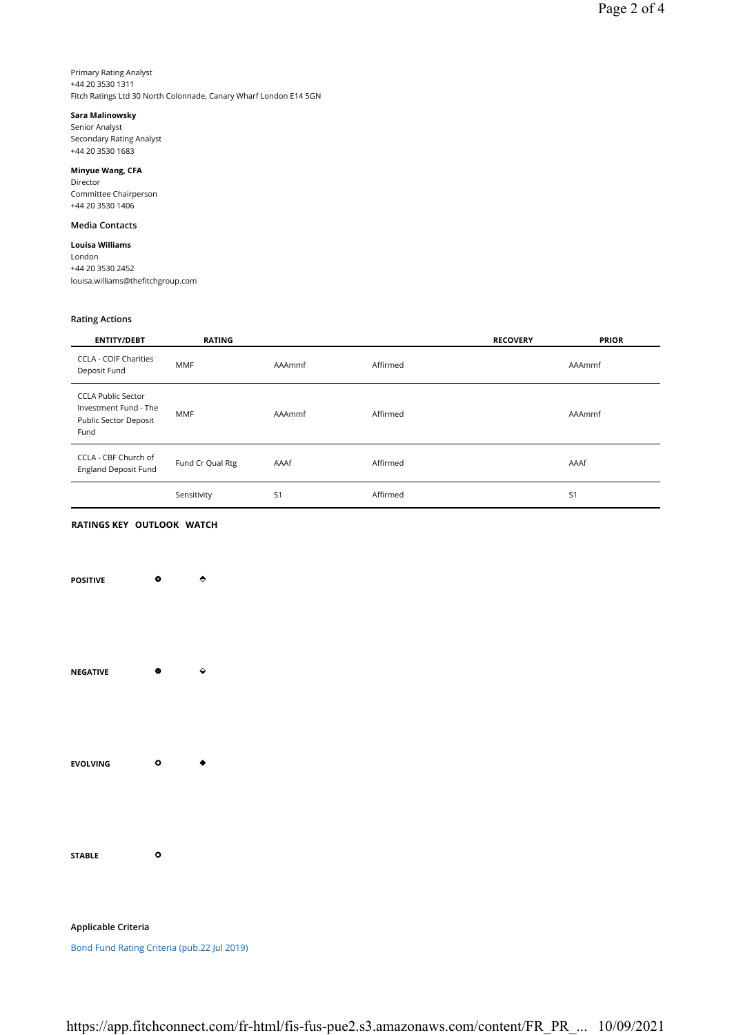Primary Rating Analyst
+44 20 3530 1311
Fitch Ratings Ltd 30 North Colonnade, Canary Wharf London E14 5GN

**Sara Malinowsky**
Senior Analyst
Secondary Rating Analyst
+44 20 3530 1683

**Minyue Wang, CFA**
Director
Committee Chairperson
+44 20 3530 1406

### Media Contacts

**Louisa Williams**
London
+44 20 3530 2452
louisa.williams@thefitchgroup.com

### Rating Actions

| ENTITY/DEBT | RATING | | | RECOVERY | PRIOR |
|---|---|---|---|---|---|
| CCLA - COIF Charities Deposit Fund | MMF | AAAmmf | Affirmed | | AAAmmf |
| CCLA Public Sector Investment Fund - The Public Sector Deposit Fund | MMF | AAAmmf | Affirmed | | AAAmmf |
| CCLA - CBF Church of England Deposit Fund | Fund Cr Qual Rtg | AAAf | Affirmed | | AAAf |
| | Sensitivity | S1 | Affirmed | | S1 |

**RATINGS KEY OUTLOOK WATCH**

| | OUTLOOK | WATCH |
|---|---|---|
| **POSITIVE** | ⊕ | ⬘ |
| **NEGATIVE** | ⊖ | ⬙ |
| **EVOLVING** | ○ | ◆ |
| **STABLE** | ○ | |

### Applicable Criteria

Bond Fund Rating Criteria (pub.22 Jul 2019)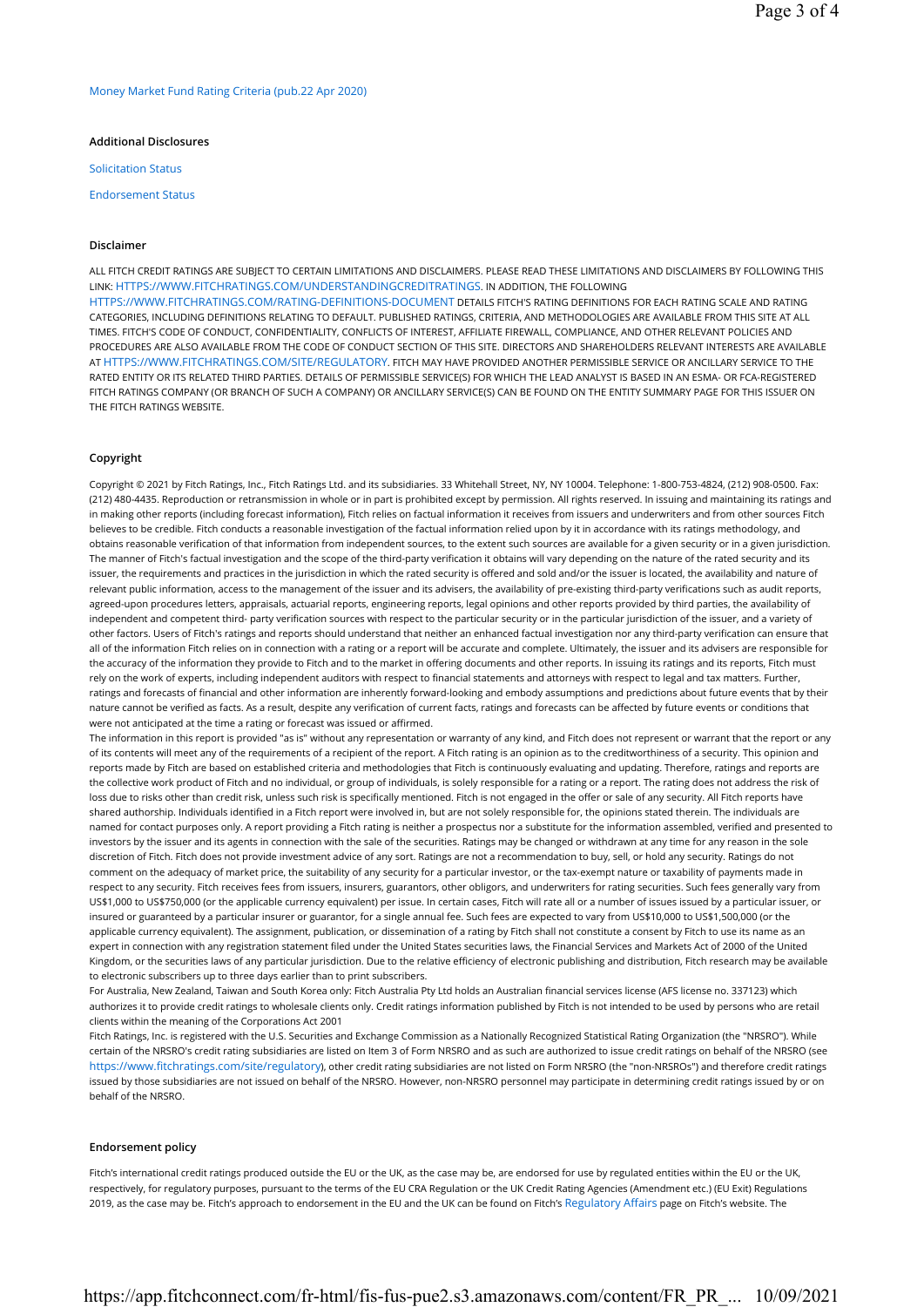Money Market Fund Rating Criteria (pub.22 Apr 2020)

### Additional Disclosures

Solicitation Status

Endorsement Status

### Disclaimer

ALL FITCH CREDIT RATINGS ARE SUBJECT TO CERTAIN LIMITATIONS AND DISCLAIMERS. PLEASE READ THESE LIMITATIONS AND DISCLAIMERS BY FOLLOWING THIS LINK: HTTPS://WWW.FITCHRATINGS.COM/UNDERSTANDINGCREDITRATINGS. IN ADDITION, THE FOLLOWING HTTPS://WWW.FITCHRATINGS.COM/RATING-DEFINITIONS-DOCUMENT DETAILS FITCH'S RATING DEFINITIONS FOR EACH RATING SCALE AND RATING CATEGORIES, INCLUDING DEFINITIONS RELATING TO DEFAULT. PUBLISHED RATINGS, CRITERIA, AND METHODOLOGIES ARE AVAILABLE FROM THIS SITE AT ALL TIMES. FITCH'S CODE OF CONDUCT, CONFIDENTIALITY, CONFLICTS OF INTEREST, AFFILIATE FIREWALL, COMPLIANCE, AND OTHER RELEVANT POLICIES AND PROCEDURES ARE ALSO AVAILABLE FROM THE CODE OF CONDUCT SECTION OF THIS SITE. DIRECTORS AND SHAREHOLDERS RELEVANT INTERESTS ARE AVAILABLE AT HTTPS://WWW.FITCHRATINGS.COM/SITE/REGULATORY. FITCH MAY HAVE PROVIDED ANOTHER PERMISSIBLE SERVICE OR ANCILLARY SERVICE TO THE RATED ENTITY OR ITS RELATED THIRD PARTIES. DETAILS OF PERMISSIBLE SERVICE(S) FOR WHICH THE LEAD ANALYST IS BASED IN AN ESMA- OR FCA-REGISTERED FITCH RATINGS COMPANY (OR BRANCH OF SUCH A COMPANY) OR ANCILLARY SERVICE(S) CAN BE FOUND ON THE ENTITY SUMMARY PAGE FOR THIS ISSUER ON THE FITCH RATINGS WEBSITE.

### Copyright

Copyright © 2021 by Fitch Ratings, Inc., Fitch Ratings Ltd. and its subsidiaries. 33 Whitehall Street, NY, NY 10004. Telephone: 1-800-753-4824, (212) 908-0500. Fax: (212) 480-4435. Reproduction or retransmission in whole or in part is prohibited except by permission. All rights reserved. In issuing and maintaining its ratings and in making other reports (including forecast information), Fitch relies on factual information it receives from issuers and underwriters and from other sources Fitch believes to be credible. Fitch conducts a reasonable investigation of the factual information relied upon by it in accordance with its ratings methodology, and obtains reasonable verification of that information from independent sources, to the extent such sources are available for a given security or in a given jurisdiction. The manner of Fitch's factual investigation and the scope of the third-party verification it obtains will vary depending on the nature of the rated security and its issuer, the requirements and practices in the jurisdiction in which the rated security is offered and sold and/or the issuer is located, the availability and nature of relevant public information, access to the management of the issuer and its advisers, the availability of pre-existing third-party verifications such as audit reports, agreed-upon procedures letters, appraisals, actuarial reports, engineering reports, legal opinions and other reports provided by third parties, the availability of independent and competent third- party verification sources with respect to the particular security or in the particular jurisdiction of the issuer, and a variety of other factors. Users of Fitch's ratings and reports should understand that neither an enhanced factual investigation nor any third-party verification can ensure that all of the information Fitch relies on in connection with a rating or a report will be accurate and complete. Ultimately, the issuer and its advisers are responsible for the accuracy of the information they provide to Fitch and to the market in offering documents and other reports. In issuing its ratings and its reports, Fitch must rely on the work of experts, including independent auditors with respect to financial statements and attorneys with respect to legal and tax matters. Further, ratings and forecasts of financial and other information are inherently forward-looking and embody assumptions and predictions about future events that by their nature cannot be verified as facts. As a result, despite any verification of current facts, ratings and forecasts can be affected by future events or conditions that were not anticipated at the time a rating or forecast was issued or affirmed.

The information in this report is provided "as is" without any representation or warranty of any kind, and Fitch does not represent or warrant that the report or any of its contents will meet any of the requirements of a recipient of the report. A Fitch rating is an opinion as to the creditworthiness of a security. This opinion and reports made by Fitch are based on established criteria and methodologies that Fitch is continuously evaluating and updating. Therefore, ratings and reports are the collective work product of Fitch and no individual, or group of individuals, is solely responsible for a rating or a report. The rating does not address the risk of loss due to risks other than credit risk, unless such risk is specifically mentioned. Fitch is not engaged in the offer or sale of any security. All Fitch reports have shared authorship. Individuals identified in a Fitch report were involved in, but are not solely responsible for, the opinions stated therein. The individuals are named for contact purposes only. A report providing a Fitch rating is neither a prospectus nor a substitute for the information assembled, verified and presented to investors by the issuer and its agents in connection with the sale of the securities. Ratings may be changed or withdrawn at any time for any reason in the sole discretion of Fitch. Fitch does not provide investment advice of any sort. Ratings are not a recommendation to buy, sell, or hold any security. Ratings do not comment on the adequacy of market price, the suitability of any security for a particular investor, or the tax-exempt nature or taxability of payments made in respect to any security. Fitch receives fees from issuers, insurers, guarantors, other obligors, and underwriters for rating securities. Such fees generally vary from US$1,000 to US$750,000 (or the applicable currency equivalent) per issue. In certain cases, Fitch will rate all or a number of issues issued by a particular issuer, or insured or guaranteed by a particular insurer or guarantor, for a single annual fee. Such fees are expected to vary from US$10,000 to US$1,500,000 (or the applicable currency equivalent). The assignment, publication, or dissemination of a rating by Fitch shall not constitute a consent by Fitch to use its name as an expert in connection with any registration statement filed under the United States securities laws, the Financial Services and Markets Act of 2000 of the United Kingdom, or the securities laws of any particular jurisdiction. Due to the relative efficiency of electronic publishing and distribution, Fitch research may be available to electronic subscribers up to three days earlier than to print subscribers.

For Australia, New Zealand, Taiwan and South Korea only: Fitch Australia Pty Ltd holds an Australian financial services license (AFS license no. 337123) which authorizes it to provide credit ratings to wholesale clients only. Credit ratings information published by Fitch is not intended to be used by persons who are retail clients within the meaning of the Corporations Act 2001

Fitch Ratings, Inc. is registered with the U.S. Securities and Exchange Commission as a Nationally Recognized Statistical Rating Organization (the "NRSRO"). While certain of the NRSRO's credit rating subsidiaries are listed on Item 3 of Form NRSRO and as such are authorized to issue credit ratings on behalf of the NRSRO (see https://www.fitchratings.com/site/regulatory), other credit rating subsidiaries are not listed on Form NRSRO (the "non-NRSROs") and therefore credit ratings issued by those subsidiaries are not issued on behalf of the NRSRO. However, non-NRSRO personnel may participate in determining credit ratings issued by or on behalf of the NRSRO.

### Endorsement policy

Fitch's international credit ratings produced outside the EU or the UK, as the case may be, are endorsed for use by regulated entities within the EU or the UK, respectively, for regulatory purposes, pursuant to the terms of the EU CRA Regulation or the UK Credit Rating Agencies (Amendment etc.) (EU Exit) Regulations 2019, as the case may be. Fitch's approach to endorsement in the EU and the UK can be found on Fitch's Regulatory Affairs page on Fitch's website. The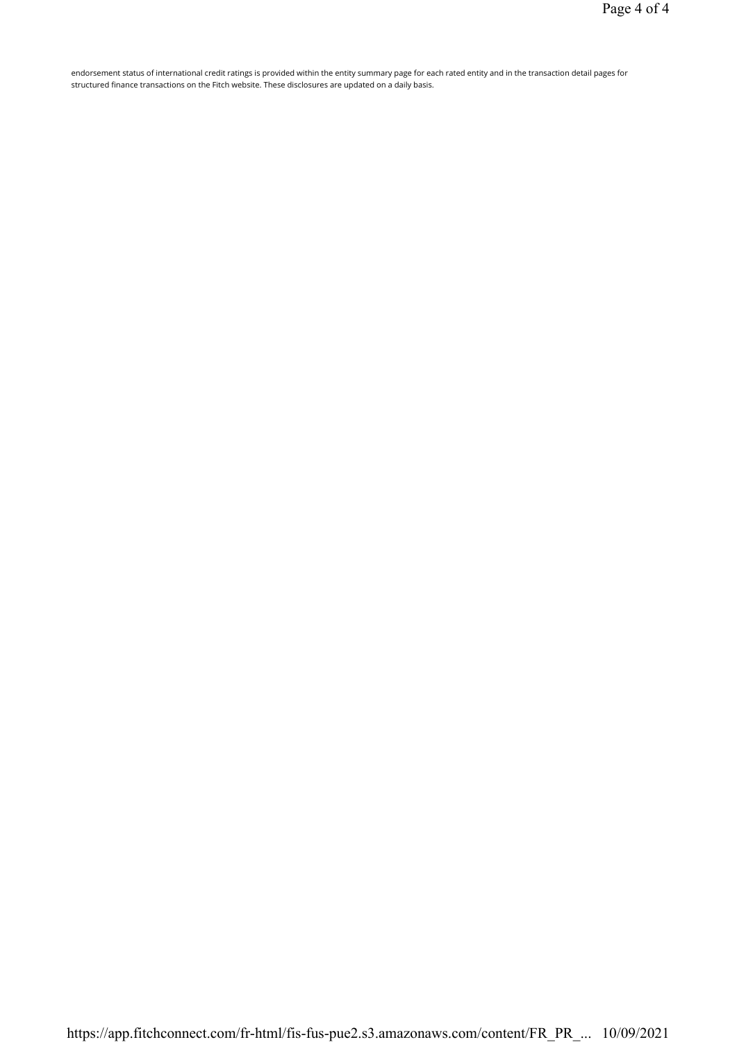endorsement status of international credit ratings is provided within the entity summary page for each rated entity and in the transaction detail pages for structured finance transactions on the Fitch website. These disclosures are updated on a daily basis.